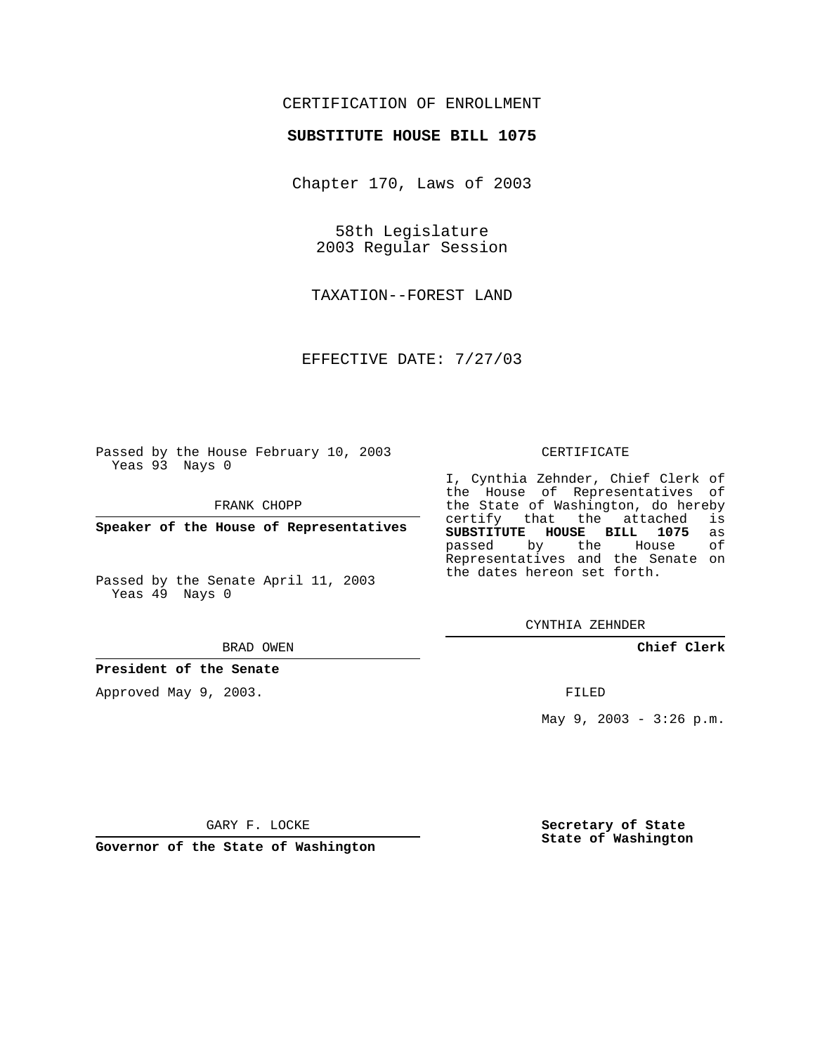CERTIFICATION OF ENROLLMENT

**SUBSTITUTE HOUSE BILL 1075**

Chapter 170, Laws of 2003

58th Legislature
2003 Regular Session

TAXATION--FOREST LAND

EFFECTIVE DATE: 7/27/03

Passed by the House February 10, 2003
Yeas 93 Nays 0

FRANK CHOPP

**Speaker of the House of Representatives**

Passed by the Senate April 11, 2003
Yeas 49 Nays 0

BRAD OWEN

**President of the Senate**

Approved May 9, 2003.

GARY F. LOCKE

**Governor of the State of Washington**

CERTIFICATE

I, Cynthia Zehnder, Chief Clerk of the House of Representatives of the State of Washington, do hereby certify that the attached is **SUBSTITUTE HOUSE BILL 1075** as passed by the House of Representatives and the Senate on the dates hereon set forth.

CYNTHIA ZEHNDER

**Chief Clerk**

FILED

May 9, 2003 - 3:26 p.m.

**Secretary of State**
**State of Washington**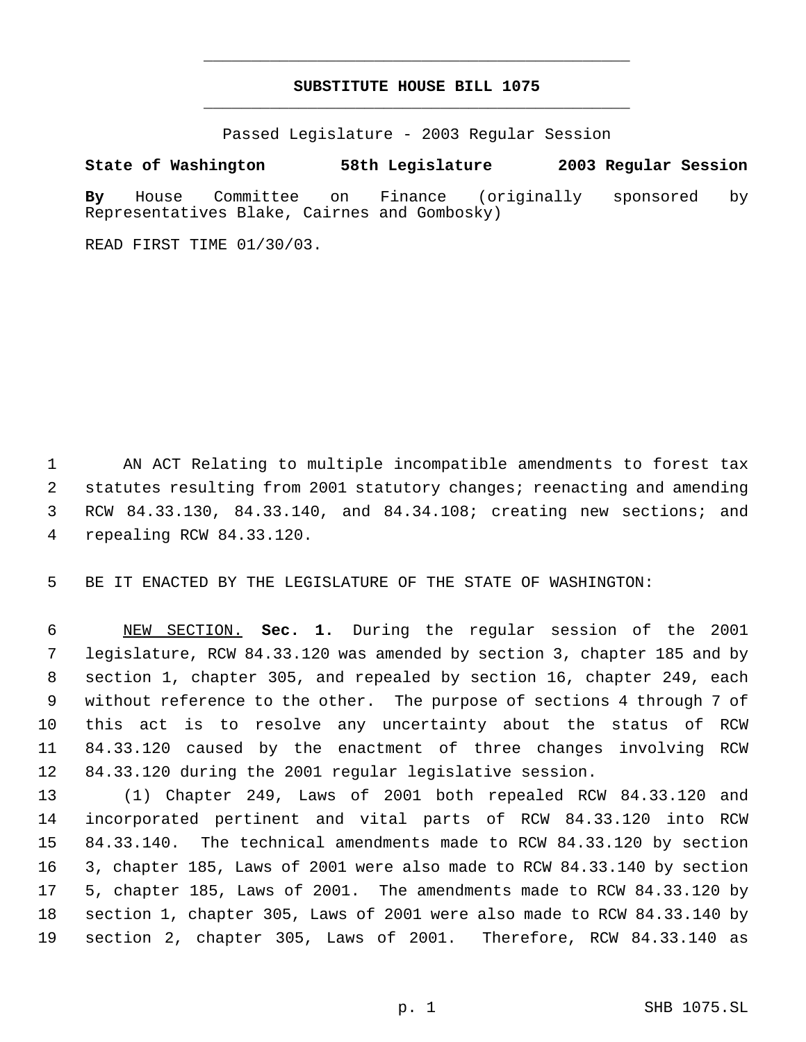# SUBSTITUTE HOUSE BILL 1075

Passed Legislature - 2003 Regular Session

**State of Washington 58th Legislature 2003 Regular Session**

**By** House Committee on Finance (originally sponsored by Representatives Blake, Cairnes and Gombosky)

READ FIRST TIME 01/30/03.

AN ACT Relating to multiple incompatible amendments to forest tax statutes resulting from 2001 statutory changes; reenacting and amending RCW 84.33.130, 84.33.140, and 84.34.108; creating new sections; and repealing RCW 84.33.120.

BE IT ENACTED BY THE LEGISLATURE OF THE STATE OF WASHINGTON:

NEW SECTION. **Sec. 1.** During the regular session of the 2001 legislature, RCW 84.33.120 was amended by section 3, chapter 185 and by section 1, chapter 305, and repealed by section 16, chapter 249, each without reference to the other. The purpose of sections 4 through 7 of this act is to resolve any uncertainty about the status of RCW 84.33.120 caused by the enactment of three changes involving RCW 84.33.120 during the 2001 regular legislative session.

(1) Chapter 249, Laws of 2001 both repealed RCW 84.33.120 and incorporated pertinent and vital parts of RCW 84.33.120 into RCW 84.33.140. The technical amendments made to RCW 84.33.120 by section 3, chapter 185, Laws of 2001 were also made to RCW 84.33.140 by section 5, chapter 185, Laws of 2001. The amendments made to RCW 84.33.120 by section 1, chapter 305, Laws of 2001 were also made to RCW 84.33.140 by section 2, chapter 305, Laws of 2001. Therefore, RCW 84.33.140 as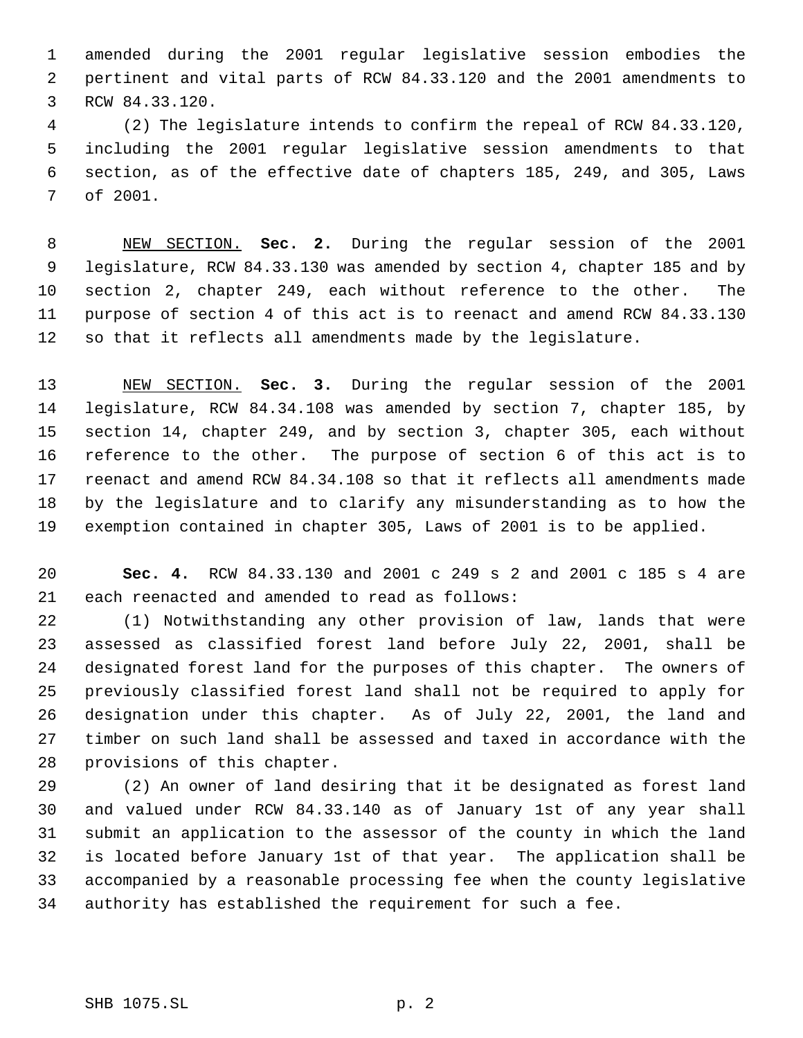amended during the 2001 regular legislative session embodies the pertinent and vital parts of RCW 84.33.120 and the 2001 amendments to RCW 84.33.120.

(2) The legislature intends to confirm the repeal of RCW 84.33.120, including the 2001 regular legislative session amendments to that section, as of the effective date of chapters 185, 249, and 305, Laws of 2001.

NEW SECTION. **Sec. 2.** During the regular session of the 2001 legislature, RCW 84.33.130 was amended by section 4, chapter 185 and by section 2, chapter 249, each without reference to the other. The purpose of section 4 of this act is to reenact and amend RCW 84.33.130 so that it reflects all amendments made by the legislature.

NEW SECTION. **Sec. 3.** During the regular session of the 2001 legislature, RCW 84.34.108 was amended by section 7, chapter 185, by section 14, chapter 249, and by section 3, chapter 305, each without reference to the other. The purpose of section 6 of this act is to reenact and amend RCW 84.34.108 so that it reflects all amendments made by the legislature and to clarify any misunderstanding as to how the exemption contained in chapter 305, Laws of 2001 is to be applied.

**Sec. 4.** RCW 84.33.130 and 2001 c 249 s 2 and 2001 c 185 s 4 are each reenacted and amended to read as follows:

(1) Notwithstanding any other provision of law, lands that were assessed as classified forest land before July 22, 2001, shall be designated forest land for the purposes of this chapter. The owners of previously classified forest land shall not be required to apply for designation under this chapter. As of July 22, 2001, the land and timber on such land shall be assessed and taxed in accordance with the provisions of this chapter.

(2) An owner of land desiring that it be designated as forest land and valued under RCW 84.33.140 as of January 1st of any year shall submit an application to the assessor of the county in which the land is located before January 1st of that year. The application shall be accompanied by a reasonable processing fee when the county legislative authority has established the requirement for such a fee.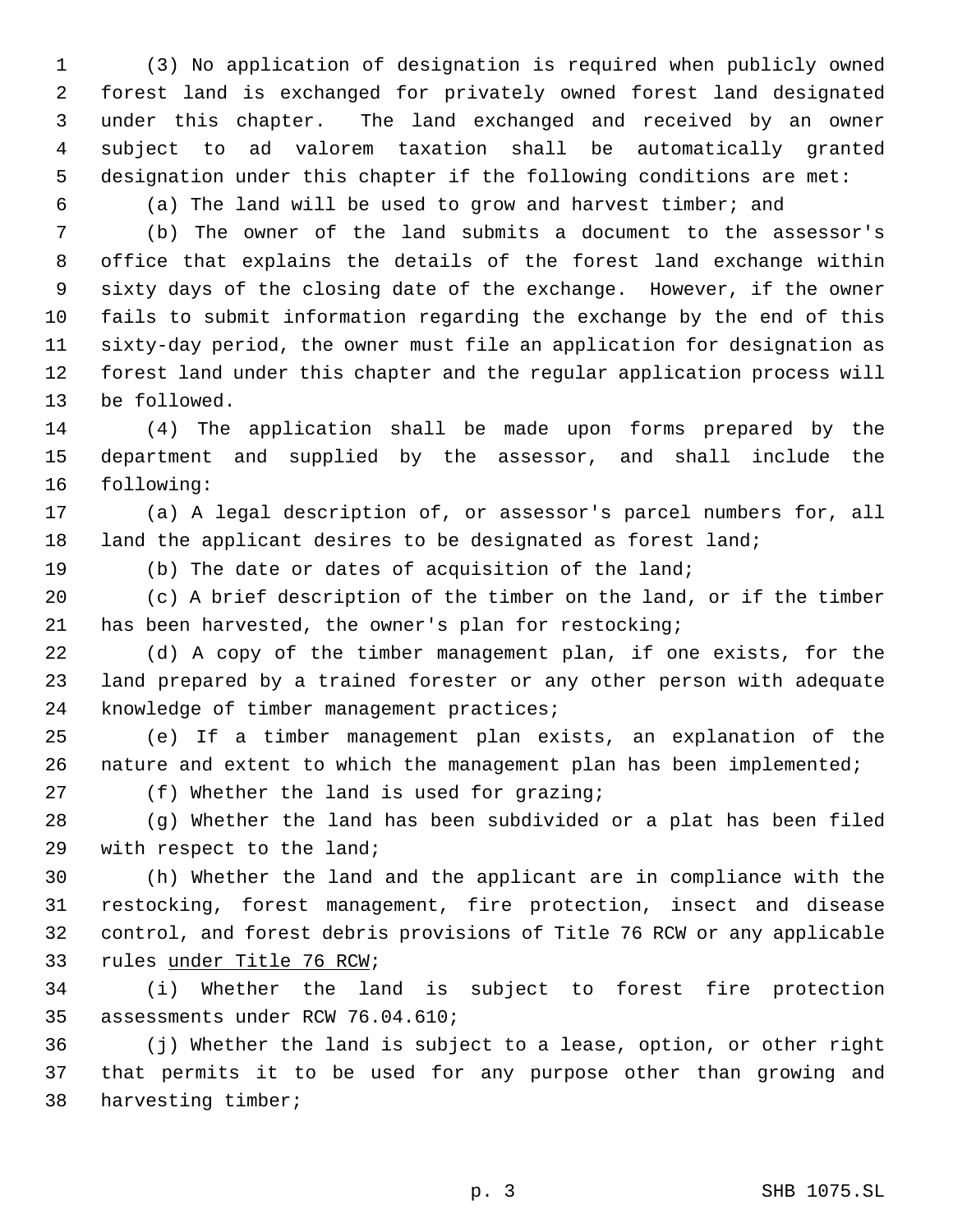(3) No application of designation is required when publicly owned forest land is exchanged for privately owned forest land designated under this chapter. The land exchanged and received by an owner subject to ad valorem taxation shall be automatically granted designation under this chapter if the following conditions are met:

(a) The land will be used to grow and harvest timber; and

(b) The owner of the land submits a document to the assessor's office that explains the details of the forest land exchange within sixty days of the closing date of the exchange. However, if the owner fails to submit information regarding the exchange by the end of this sixty-day period, the owner must file an application for designation as forest land under this chapter and the regular application process will be followed.

(4) The application shall be made upon forms prepared by the department and supplied by the assessor, and shall include the following:

(a) A legal description of, or assessor's parcel numbers for, all land the applicant desires to be designated as forest land;

(b) The date or dates of acquisition of the land;

(c) A brief description of the timber on the land, or if the timber has been harvested, the owner's plan for restocking;

(d) A copy of the timber management plan, if one exists, for the land prepared by a trained forester or any other person with adequate knowledge of timber management practices;

(e) If a timber management plan exists, an explanation of the nature and extent to which the management plan has been implemented;

(f) Whether the land is used for grazing;

(g) Whether the land has been subdivided or a plat has been filed with respect to the land;

(h) Whether the land and the applicant are in compliance with the restocking, forest management, fire protection, insect and disease control, and forest debris provisions of Title 76 RCW or any applicable rules <u>under Title 76 RCW</u>;

(i) Whether the land is subject to forest fire protection assessments under RCW 76.04.610;

(j) Whether the land is subject to a lease, option, or other right that permits it to be used for any purpose other than growing and harvesting timber;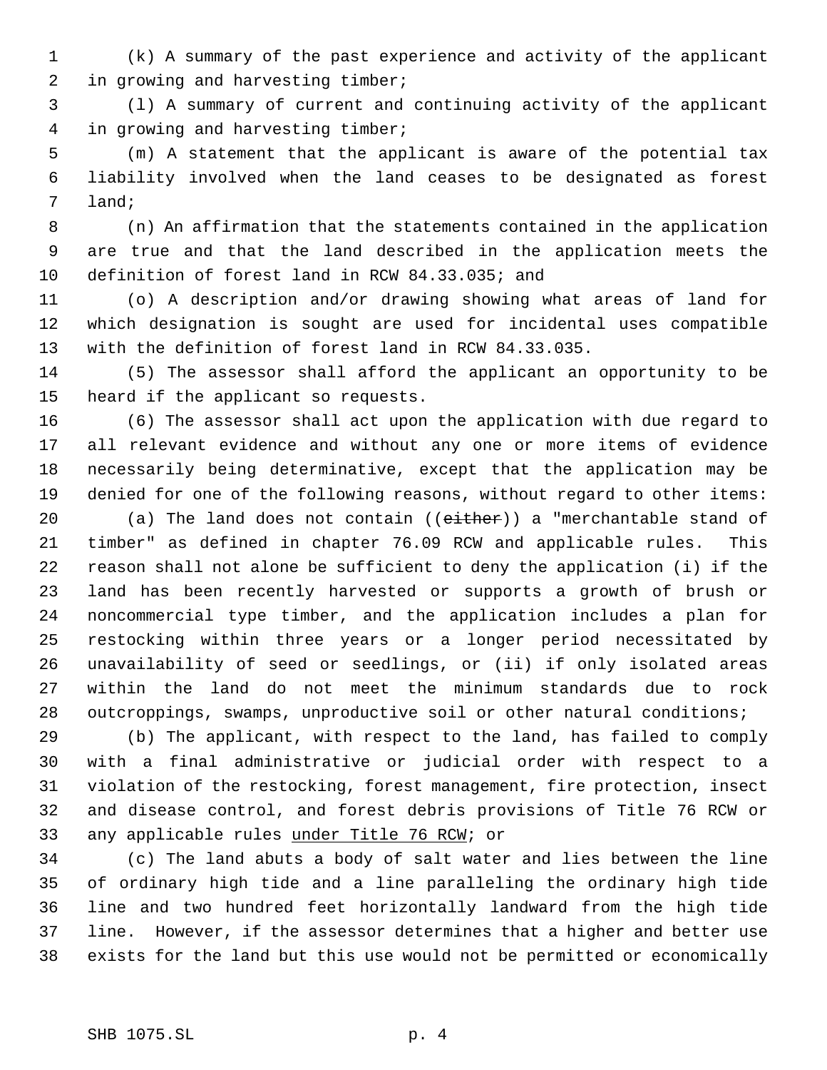(k) A summary of the past experience and activity of the applicant in growing and harvesting timber;

(l) A summary of current and continuing activity of the applicant in growing and harvesting timber;

(m) A statement that the applicant is aware of the potential tax liability involved when the land ceases to be designated as forest land;

(n) An affirmation that the statements contained in the application are true and that the land described in the application meets the definition of forest land in RCW 84.33.035; and

(o) A description and/or drawing showing what areas of land for which designation is sought are used for incidental uses compatible with the definition of forest land in RCW 84.33.035.

(5) The assessor shall afford the applicant an opportunity to be heard if the applicant so requests.

(6) The assessor shall act upon the application with due regard to all relevant evidence and without any one or more items of evidence necessarily being determinative, except that the application may be denied for one of the following reasons, without regard to other items:

(a) The land does not contain ((~~either~~)) a "merchantable stand of timber" as defined in chapter 76.09 RCW and applicable rules. This reason shall not alone be sufficient to deny the application (i) if the land has been recently harvested or supports a growth of brush or noncommercial type timber, and the application includes a plan for restocking within three years or a longer period necessitated by unavailability of seed or seedlings, or (ii) if only isolated areas within the land do not meet the minimum standards due to rock outcroppings, swamps, unproductive soil or other natural conditions;

(b) The applicant, with respect to the land, has failed to comply with a final administrative or judicial order with respect to a violation of the restocking, forest management, fire protection, insect and disease control, and forest debris provisions of Title 76 RCW or any applicable rules <u>under Title 76 RCW</u>; or

(c) The land abuts a body of salt water and lies between the line of ordinary high tide and a line paralleling the ordinary high tide line and two hundred feet horizontally landward from the high tide line. However, if the assessor determines that a higher and better use exists for the land but this use would not be permitted or economically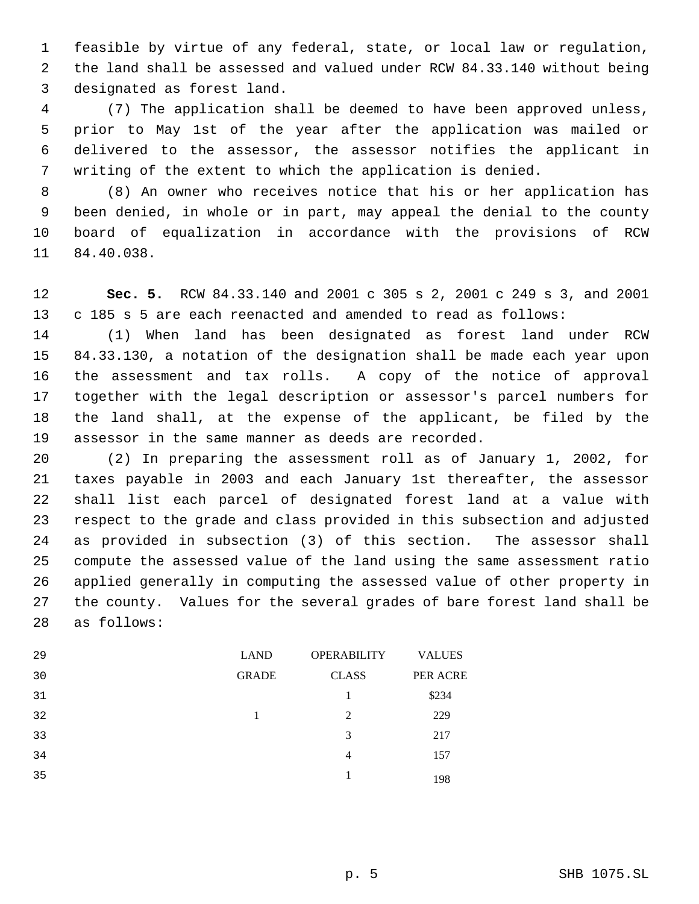feasible by virtue of any federal, state, or local law or regulation, the land shall be assessed and valued under RCW 84.33.140 without being designated as forest land.

(7) The application shall be deemed to have been approved unless, prior to May 1st of the year after the application was mailed or delivered to the assessor, the assessor notifies the applicant in writing of the extent to which the application is denied.

(8) An owner who receives notice that his or her application has been denied, in whole or in part, may appeal the denial to the county board of equalization in accordance with the provisions of RCW 84.40.038.

**Sec. 5.** RCW 84.33.140 and 2001 c 305 s 2, 2001 c 249 s 3, and 2001 c 185 s 5 are each reenacted and amended to read as follows:

(1) When land has been designated as forest land under RCW 84.33.130, a notation of the designation shall be made each year upon the assessment and tax rolls. A copy of the notice of approval together with the legal description or assessor's parcel numbers for the land shall, at the expense of the applicant, be filed by the assessor in the same manner as deeds are recorded.

(2) In preparing the assessment roll as of January 1, 2002, for taxes payable in 2003 and each January 1st thereafter, the assessor shall list each parcel of designated forest land at a value with respect to the grade and class provided in this subsection and adjusted as provided in subsection (3) of this section. The assessor shall compute the assessed value of the land using the same assessment ratio applied generally in computing the assessed value of other property in the county. Values for the several grades of bare forest land shall be as follows:

| LAND GRADE | OPERABILITY CLASS | VALUES PER ACRE |
|---|---|---|
| | 1 | $234 |
| 1 | 2 | 229 |
| | 3 | 217 |
| | 4 | 157 |
| | 1 | 198 |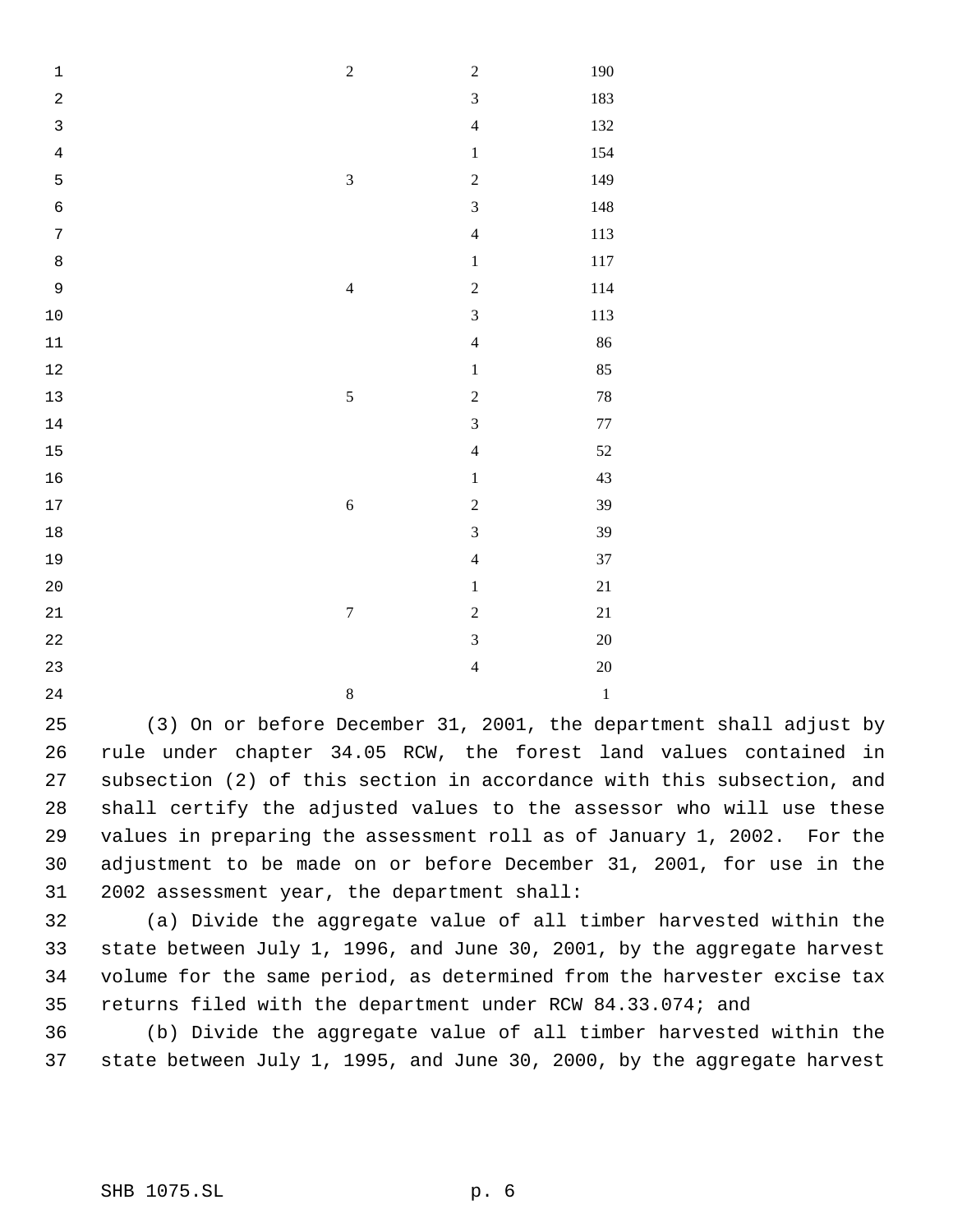| | | |
|---|---|---|
| 2 | 2 | 190 |
| | 3 | 183 |
| | 4 | 132 |
| | 1 | 154 |
| 3 | 2 | 149 |
| | 3 | 148 |
| | 4 | 113 |
| | 1 | 117 |
| 4 | 2 | 114 |
| | 3 | 113 |
| | 4 | 86 |
| | 1 | 85 |
| 5 | 2 | 78 |
| | 3 | 77 |
| | 4 | 52 |
| | 1 | 43 |
| 6 | 2 | 39 |
| | 3 | 39 |
| | 4 | 37 |
| | 1 | 21 |
| 7 | 2 | 21 |
| | 3 | 20 |
| | 4 | 20 |
| 8 | | 1 |

(3) On or before December 31, 2001, the department shall adjust by rule under chapter 34.05 RCW, the forest land values contained in subsection (2) of this section in accordance with this subsection, and shall certify the adjusted values to the assessor who will use these values in preparing the assessment roll as of January 1, 2002. For the adjustment to be made on or before December 31, 2001, for use in the 2002 assessment year, the department shall:

(a) Divide the aggregate value of all timber harvested within the state between July 1, 1996, and June 30, 2001, by the aggregate harvest volume for the same period, as determined from the harvester excise tax returns filed with the department under RCW 84.33.074; and

(b) Divide the aggregate value of all timber harvested within the state between July 1, 1995, and June 30, 2000, by the aggregate harvest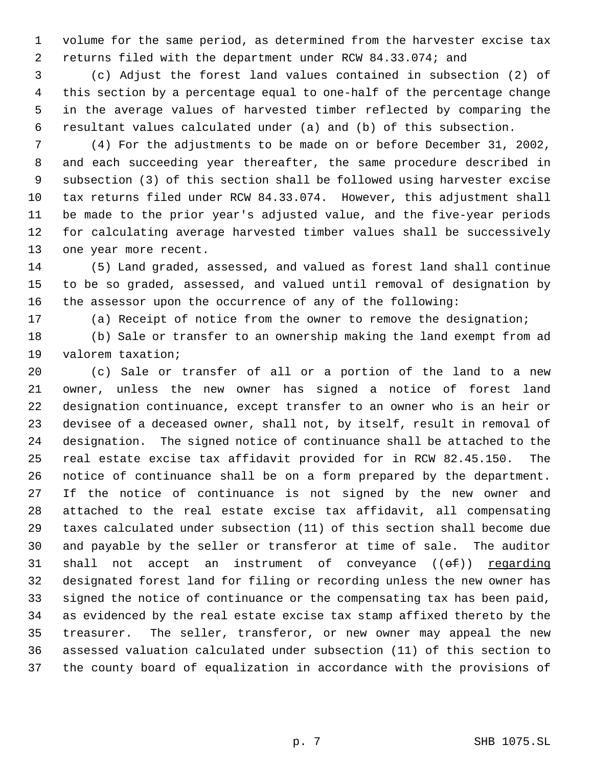volume for the same period, as determined from the harvester excise tax returns filed with the department under RCW 84.33.074; and

(c) Adjust the forest land values contained in subsection (2) of this section by a percentage equal to one-half of the percentage change in the average values of harvested timber reflected by comparing the resultant values calculated under (a) and (b) of this subsection.

(4) For the adjustments to be made on or before December 31, 2002, and each succeeding year thereafter, the same procedure described in subsection (3) of this section shall be followed using harvester excise tax returns filed under RCW 84.33.074. However, this adjustment shall be made to the prior year's adjusted value, and the five-year periods for calculating average harvested timber values shall be successively one year more recent.

(5) Land graded, assessed, and valued as forest land shall continue to be so graded, assessed, and valued until removal of designation by the assessor upon the occurrence of any of the following:

(a) Receipt of notice from the owner to remove the designation;

(b) Sale or transfer to an ownership making the land exempt from ad valorem taxation;

(c) Sale or transfer of all or a portion of the land to a new owner, unless the new owner has signed a notice of forest land designation continuance, except transfer to an owner who is an heir or devisee of a deceased owner, shall not, by itself, result in removal of designation. The signed notice of continuance shall be attached to the real estate excise tax affidavit provided for in RCW 82.45.150. The notice of continuance shall be on a form prepared by the department. If the notice of continuance is not signed by the new owner and attached to the real estate excise tax affidavit, all compensating taxes calculated under subsection (11) of this section shall become due and payable by the seller or transferor at time of sale. The auditor shall not accept an instrument of conveyance ((~~of~~)) <u>regarding</u> designated forest land for filing or recording unless the new owner has signed the notice of continuance or the compensating tax has been paid, as evidenced by the real estate excise tax stamp affixed thereto by the treasurer. The seller, transferor, or new owner may appeal the new assessed valuation calculated under subsection (11) of this section to the county board of equalization in accordance with the provisions of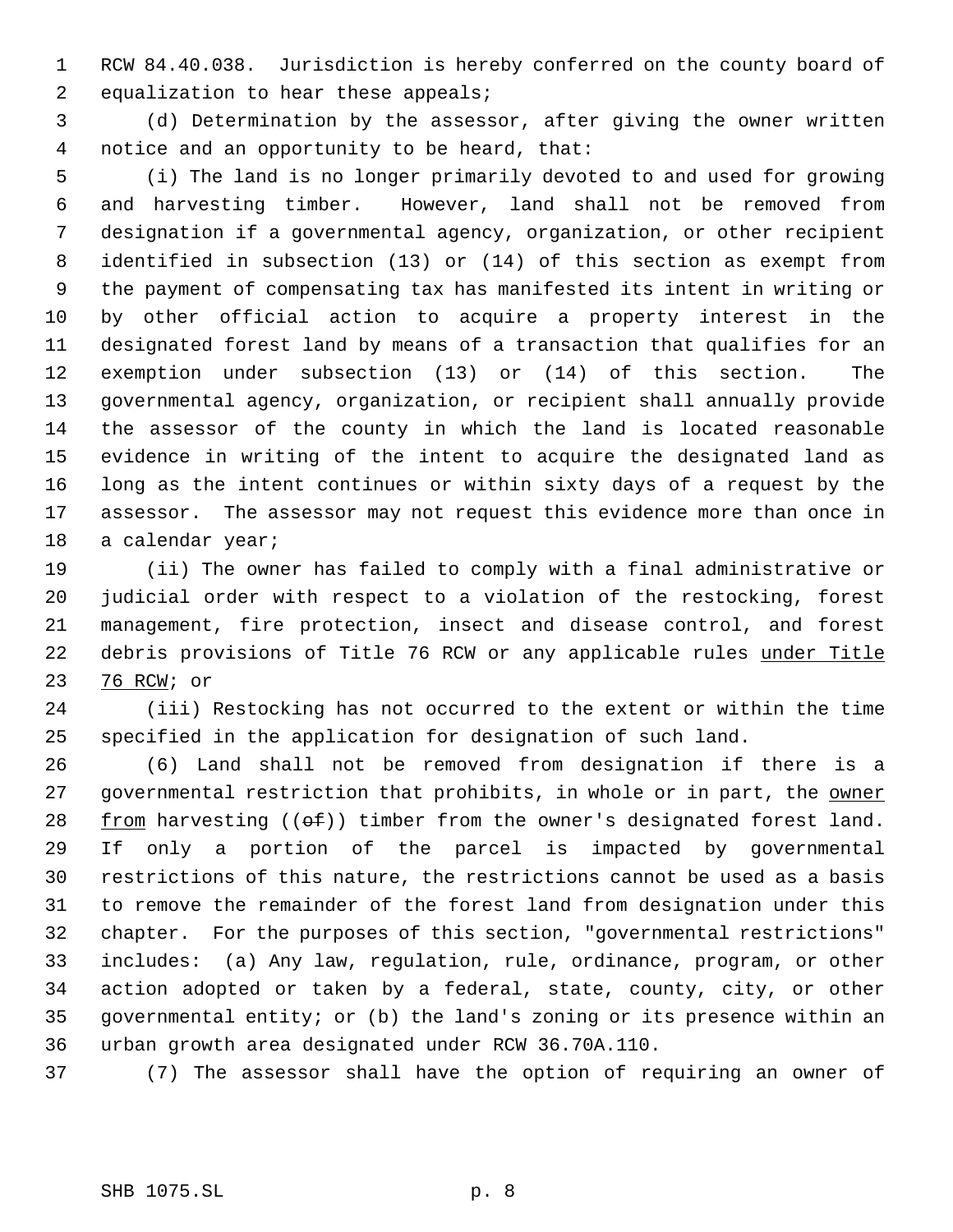RCW 84.40.038. Jurisdiction is hereby conferred on the county board of equalization to hear these appeals;

(d) Determination by the assessor, after giving the owner written notice and an opportunity to be heard, that:

(i) The land is no longer primarily devoted to and used for growing and harvesting timber. However, land shall not be removed from designation if a governmental agency, organization, or other recipient identified in subsection (13) or (14) of this section as exempt from the payment of compensating tax has manifested its intent in writing or by other official action to acquire a property interest in the designated forest land by means of a transaction that qualifies for an exemption under subsection (13) or (14) of this section. The governmental agency, organization, or recipient shall annually provide the assessor of the county in which the land is located reasonable evidence in writing of the intent to acquire the designated land as long as the intent continues or within sixty days of a request by the assessor. The assessor may not request this evidence more than once in a calendar year;

(ii) The owner has failed to comply with a final administrative or judicial order with respect to a violation of the restocking, forest management, fire protection, insect and disease control, and forest debris provisions of Title 76 RCW or any applicable rules under Title 76 RCW; or

(iii) Restocking has not occurred to the extent or within the time specified in the application for designation of such land.

(6) Land shall not be removed from designation if there is a governmental restriction that prohibits, in whole or in part, the owner from harvesting ((of)) timber from the owner's designated forest land. If only a portion of the parcel is impacted by governmental restrictions of this nature, the restrictions cannot be used as a basis to remove the remainder of the forest land from designation under this chapter. For the purposes of this section, "governmental restrictions" includes: (a) Any law, regulation, rule, ordinance, program, or other action adopted or taken by a federal, state, county, city, or other governmental entity; or (b) the land's zoning or its presence within an urban growth area designated under RCW 36.70A.110.

(7) The assessor shall have the option of requiring an owner of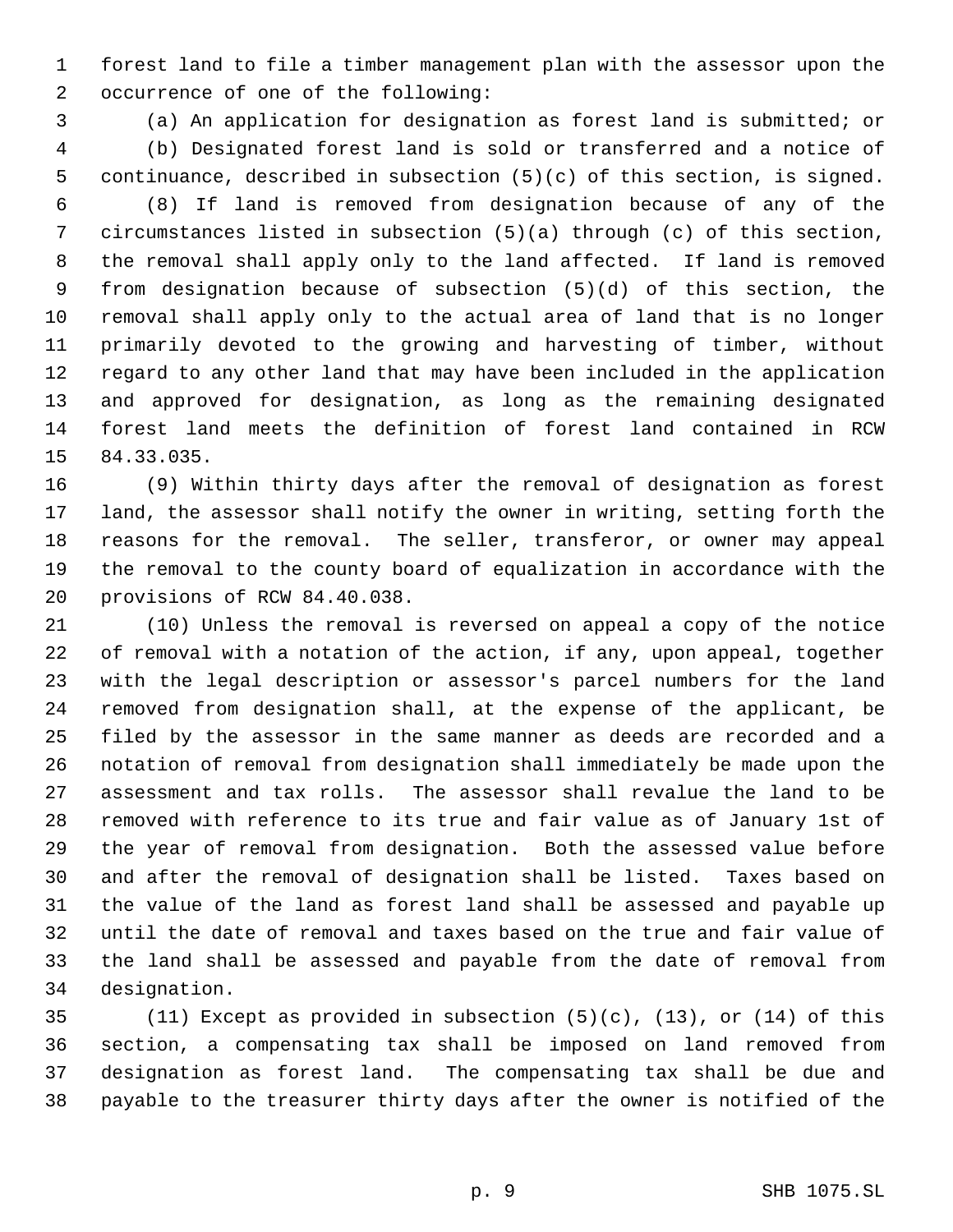forest land to file a timber management plan with the assessor upon the occurrence of one of the following:

(a) An application for designation as forest land is submitted; or

(b) Designated forest land is sold or transferred and a notice of continuance, described in subsection (5)(c) of this section, is signed.

(8) If land is removed from designation because of any of the circumstances listed in subsection (5)(a) through (c) of this section, the removal shall apply only to the land affected. If land is removed from designation because of subsection (5)(d) of this section, the removal shall apply only to the actual area of land that is no longer primarily devoted to the growing and harvesting of timber, without regard to any other land that may have been included in the application and approved for designation, as long as the remaining designated forest land meets the definition of forest land contained in RCW 84.33.035.

(9) Within thirty days after the removal of designation as forest land, the assessor shall notify the owner in writing, setting forth the reasons for the removal. The seller, transferor, or owner may appeal the removal to the county board of equalization in accordance with the provisions of RCW 84.40.038.

(10) Unless the removal is reversed on appeal a copy of the notice of removal with a notation of the action, if any, upon appeal, together with the legal description or assessor's parcel numbers for the land removed from designation shall, at the expense of the applicant, be filed by the assessor in the same manner as deeds are recorded and a notation of removal from designation shall immediately be made upon the assessment and tax rolls. The assessor shall revalue the land to be removed with reference to its true and fair value as of January 1st of the year of removal from designation. Both the assessed value before and after the removal of designation shall be listed. Taxes based on the value of the land as forest land shall be assessed and payable up until the date of removal and taxes based on the true and fair value of the land shall be assessed and payable from the date of removal from designation.

(11) Except as provided in subsection (5)(c), (13), or (14) of this section, a compensating tax shall be imposed on land removed from designation as forest land. The compensating tax shall be due and payable to the treasurer thirty days after the owner is notified of the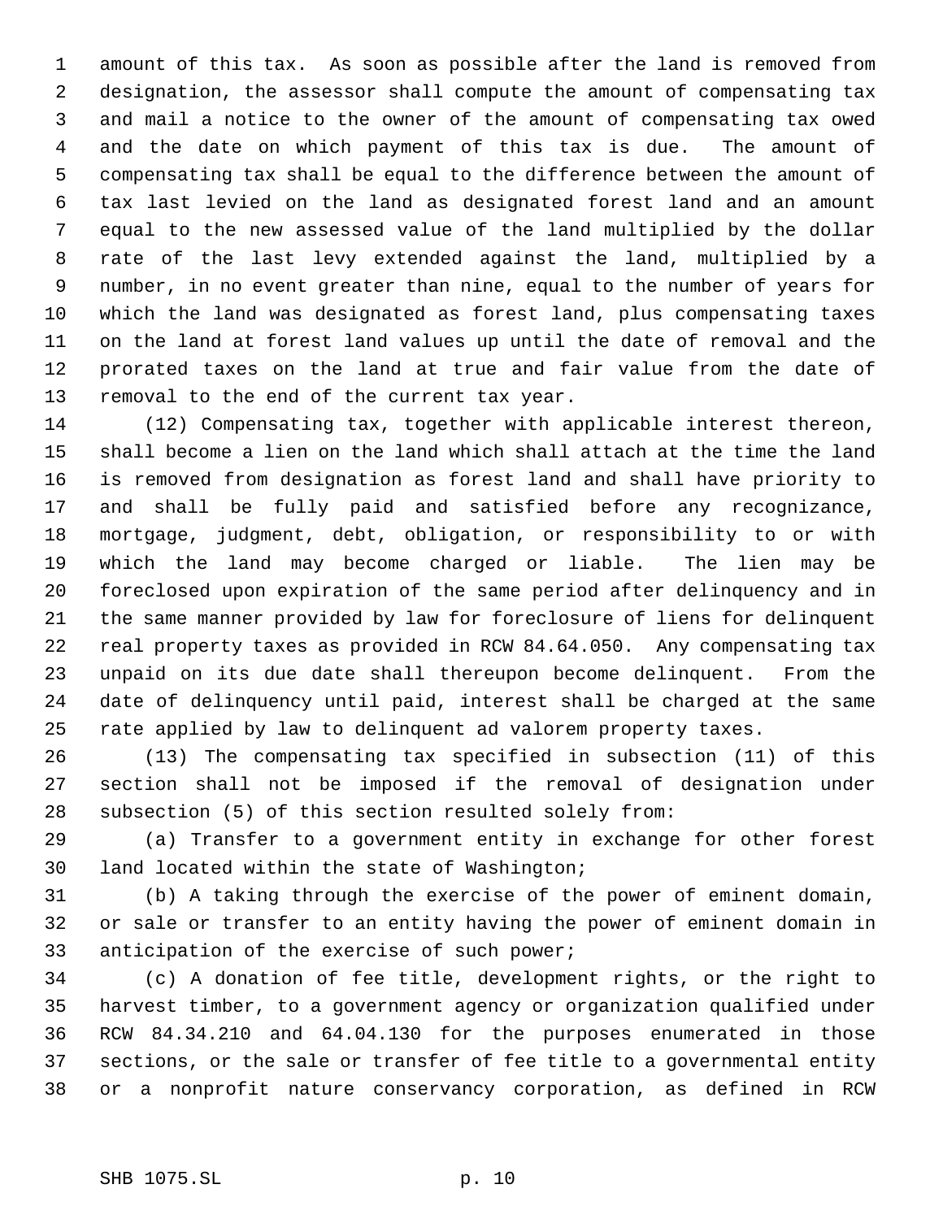amount of this tax. As soon as possible after the land is removed from designation, the assessor shall compute the amount of compensating tax and mail a notice to the owner of the amount of compensating tax owed and the date on which payment of this tax is due. The amount of compensating tax shall be equal to the difference between the amount of tax last levied on the land as designated forest land and an amount equal to the new assessed value of the land multiplied by the dollar rate of the last levy extended against the land, multiplied by a number, in no event greater than nine, equal to the number of years for which the land was designated as forest land, plus compensating taxes on the land at forest land values up until the date of removal and the prorated taxes on the land at true and fair value from the date of removal to the end of the current tax year.

(12) Compensating tax, together with applicable interest thereon, shall become a lien on the land which shall attach at the time the land is removed from designation as forest land and shall have priority to and shall be fully paid and satisfied before any recognizance, mortgage, judgment, debt, obligation, or responsibility to or with which the land may become charged or liable. The lien may be foreclosed upon expiration of the same period after delinquency and in the same manner provided by law for foreclosure of liens for delinquent real property taxes as provided in RCW 84.64.050. Any compensating tax unpaid on its due date shall thereupon become delinquent. From the date of delinquency until paid, interest shall be charged at the same rate applied by law to delinquent ad valorem property taxes.

(13) The compensating tax specified in subsection (11) of this section shall not be imposed if the removal of designation under subsection (5) of this section resulted solely from:

(a) Transfer to a government entity in exchange for other forest land located within the state of Washington;

(b) A taking through the exercise of the power of eminent domain, or sale or transfer to an entity having the power of eminent domain in anticipation of the exercise of such power;

(c) A donation of fee title, development rights, or the right to harvest timber, to a government agency or organization qualified under RCW 84.34.210 and 64.04.130 for the purposes enumerated in those sections, or the sale or transfer of fee title to a governmental entity or a nonprofit nature conservancy corporation, as defined in RCW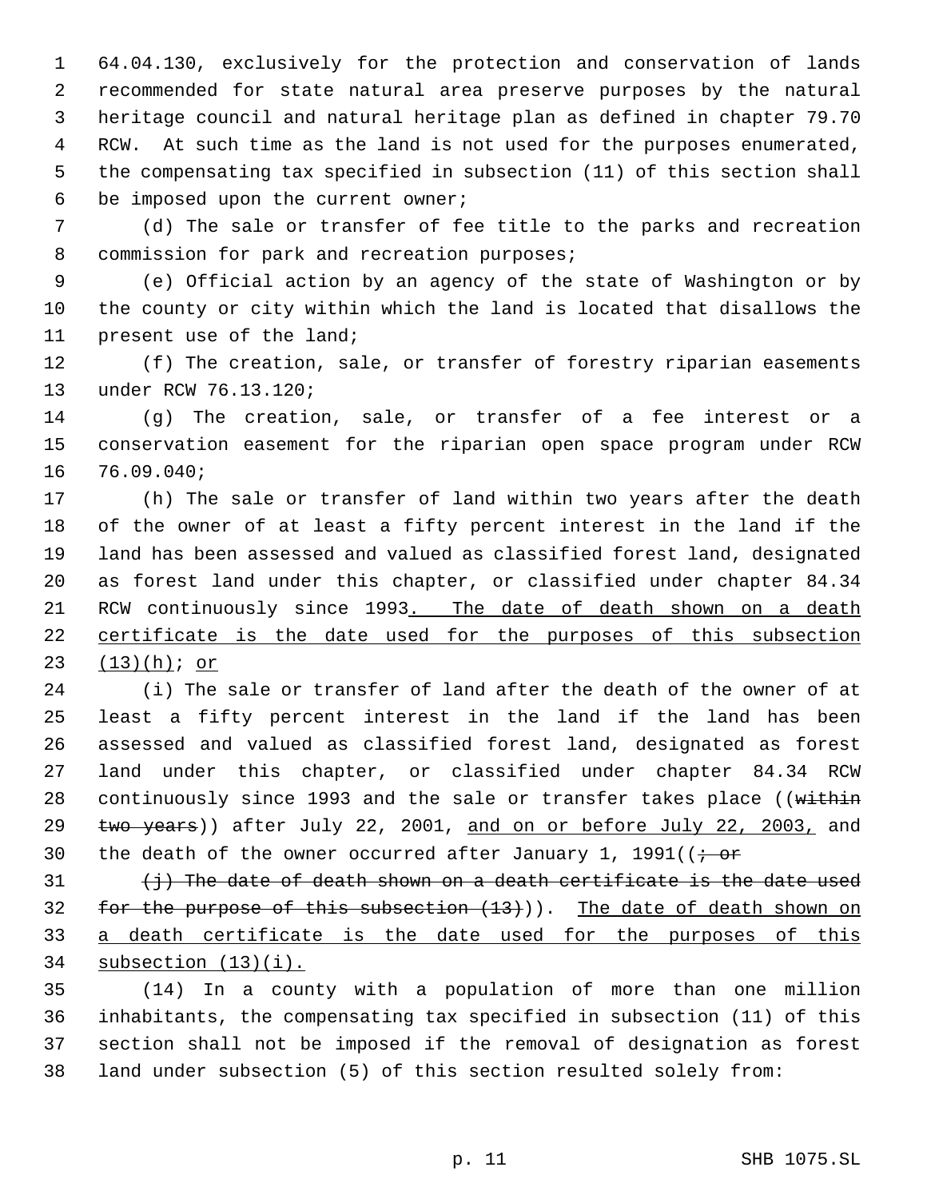64.04.130, exclusively for the protection and conservation of lands recommended for state natural area preserve purposes by the natural heritage council and natural heritage plan as defined in chapter 79.70 RCW. At such time as the land is not used for the purposes enumerated, the compensating tax specified in subsection (11) of this section shall be imposed upon the current owner;

(d) The sale or transfer of fee title to the parks and recreation commission for park and recreation purposes;

(e) Official action by an agency of the state of Washington or by the county or city within which the land is located that disallows the present use of the land;

(f) The creation, sale, or transfer of forestry riparian easements under RCW 76.13.120;

(g) The creation, sale, or transfer of a fee interest or a conservation easement for the riparian open space program under RCW 76.09.040;

(h) The sale or transfer of land within two years after the death of the owner of at least a fifty percent interest in the land if the land has been assessed and valued as classified forest land, designated as forest land under this chapter, or classified under chapter 84.34 RCW continuously since 1993. The date of death shown on a death certificate is the date used for the purposes of this subsection (13)(h); or

(i) The sale or transfer of land after the death of the owner of at least a fifty percent interest in the land if the land has been assessed and valued as classified forest land, designated as forest land under this chapter, or classified under chapter 84.34 RCW continuously since 1993 and the sale or transfer takes place ((~~within two years~~)) after July 22, 2001, and on or before July 22, 2003, and the death of the owner occurred after January 1, 1991((~~; or~~

~~(j) The date of death shown on a death certificate is the date used for the purpose of this subsection (13)~~)). The date of death shown on a death certificate is the date used for the purposes of this subsection (13)(i).

(14) In a county with a population of more than one million inhabitants, the compensating tax specified in subsection (11) of this section shall not be imposed if the removal of designation as forest land under subsection (5) of this section resulted solely from: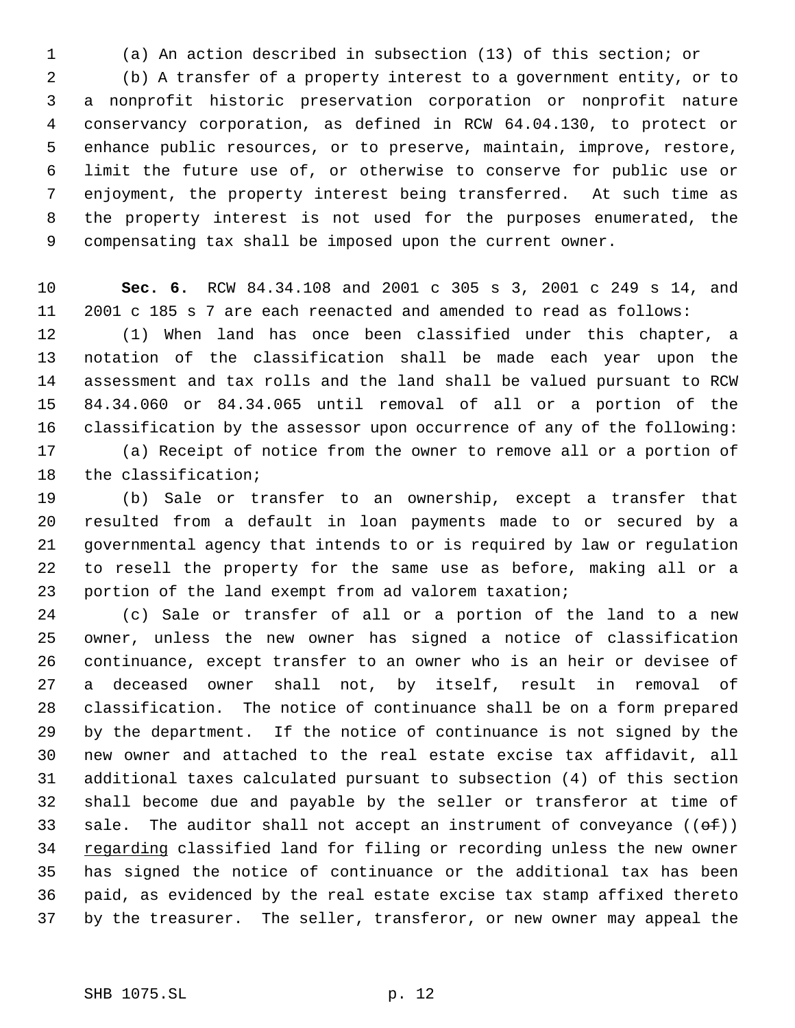(a) An action described in subsection (13) of this section; or

(b) A transfer of a property interest to a government entity, or to a nonprofit historic preservation corporation or nonprofit nature conservancy corporation, as defined in RCW 64.04.130, to protect or enhance public resources, or to preserve, maintain, improve, restore, limit the future use of, or otherwise to conserve for public use or enjoyment, the property interest being transferred. At such time as the property interest is not used for the purposes enumerated, the compensating tax shall be imposed upon the current owner.

**Sec. 6.** RCW 84.34.108 and 2001 c 305 s 3, 2001 c 249 s 14, and 2001 c 185 s 7 are each reenacted and amended to read as follows:

(1) When land has once been classified under this chapter, a notation of the classification shall be made each year upon the assessment and tax rolls and the land shall be valued pursuant to RCW 84.34.060 or 84.34.065 until removal of all or a portion of the classification by the assessor upon occurrence of any of the following:

(a) Receipt of notice from the owner to remove all or a portion of the classification;

(b) Sale or transfer to an ownership, except a transfer that resulted from a default in loan payments made to or secured by a governmental agency that intends to or is required by law or regulation to resell the property for the same use as before, making all or a portion of the land exempt from ad valorem taxation;

(c) Sale or transfer of all or a portion of the land to a new owner, unless the new owner has signed a notice of classification continuance, except transfer to an owner who is an heir or devisee of a deceased owner shall not, by itself, result in removal of classification. The notice of continuance shall be on a form prepared by the department. If the notice of continuance is not signed by the new owner and attached to the real estate excise tax affidavit, all additional taxes calculated pursuant to subsection (4) of this section shall become due and payable by the seller or transferor at time of sale. The auditor shall not accept an instrument of conveyance ((~~of~~)) <u>regarding</u> classified land for filing or recording unless the new owner has signed the notice of continuance or the additional tax has been paid, as evidenced by the real estate excise tax stamp affixed thereto by the treasurer. The seller, transferor, or new owner may appeal the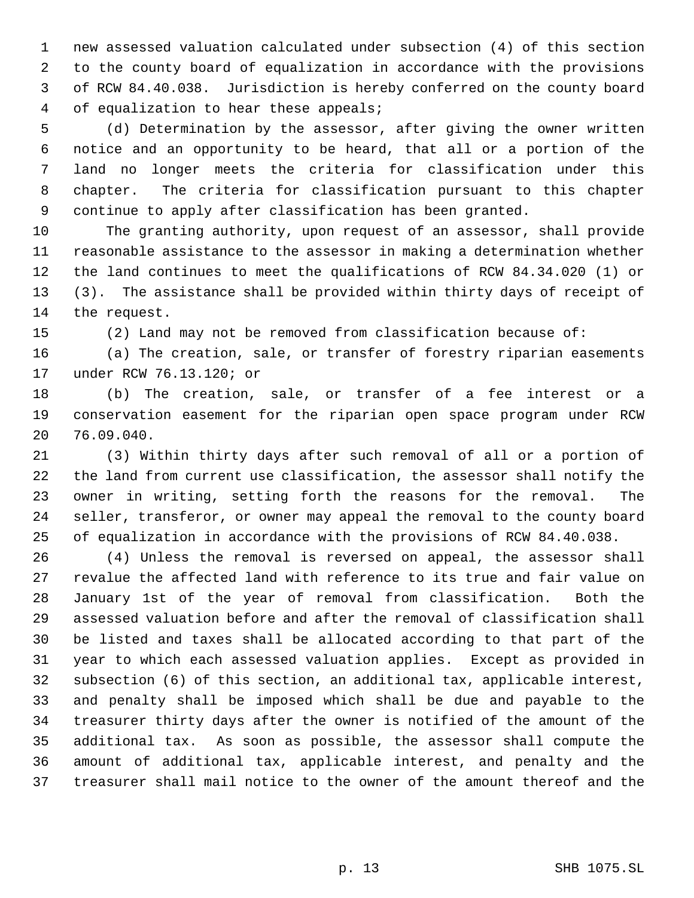new assessed valuation calculated under subsection (4) of this section to the county board of equalization in accordance with the provisions of RCW 84.40.038. Jurisdiction is hereby conferred on the county board of equalization to hear these appeals;

(d) Determination by the assessor, after giving the owner written notice and an opportunity to be heard, that all or a portion of the land no longer meets the criteria for classification under this chapter. The criteria for classification pursuant to this chapter continue to apply after classification has been granted.

The granting authority, upon request of an assessor, shall provide reasonable assistance to the assessor in making a determination whether the land continues to meet the qualifications of RCW 84.34.020 (1) or (3). The assistance shall be provided within thirty days of receipt of the request.

(2) Land may not be removed from classification because of:

(a) The creation, sale, or transfer of forestry riparian easements under RCW 76.13.120; or

(b) The creation, sale, or transfer of a fee interest or a conservation easement for the riparian open space program under RCW 76.09.040.

(3) Within thirty days after such removal of all or a portion of the land from current use classification, the assessor shall notify the owner in writing, setting forth the reasons for the removal. The seller, transferor, or owner may appeal the removal to the county board of equalization in accordance with the provisions of RCW 84.40.038.

(4) Unless the removal is reversed on appeal, the assessor shall revalue the affected land with reference to its true and fair value on January 1st of the year of removal from classification. Both the assessed valuation before and after the removal of classification shall be listed and taxes shall be allocated according to that part of the year to which each assessed valuation applies. Except as provided in subsection (6) of this section, an additional tax, applicable interest, and penalty shall be imposed which shall be due and payable to the treasurer thirty days after the owner is notified of the amount of the additional tax. As soon as possible, the assessor shall compute the amount of additional tax, applicable interest, and penalty and the treasurer shall mail notice to the owner of the amount thereof and the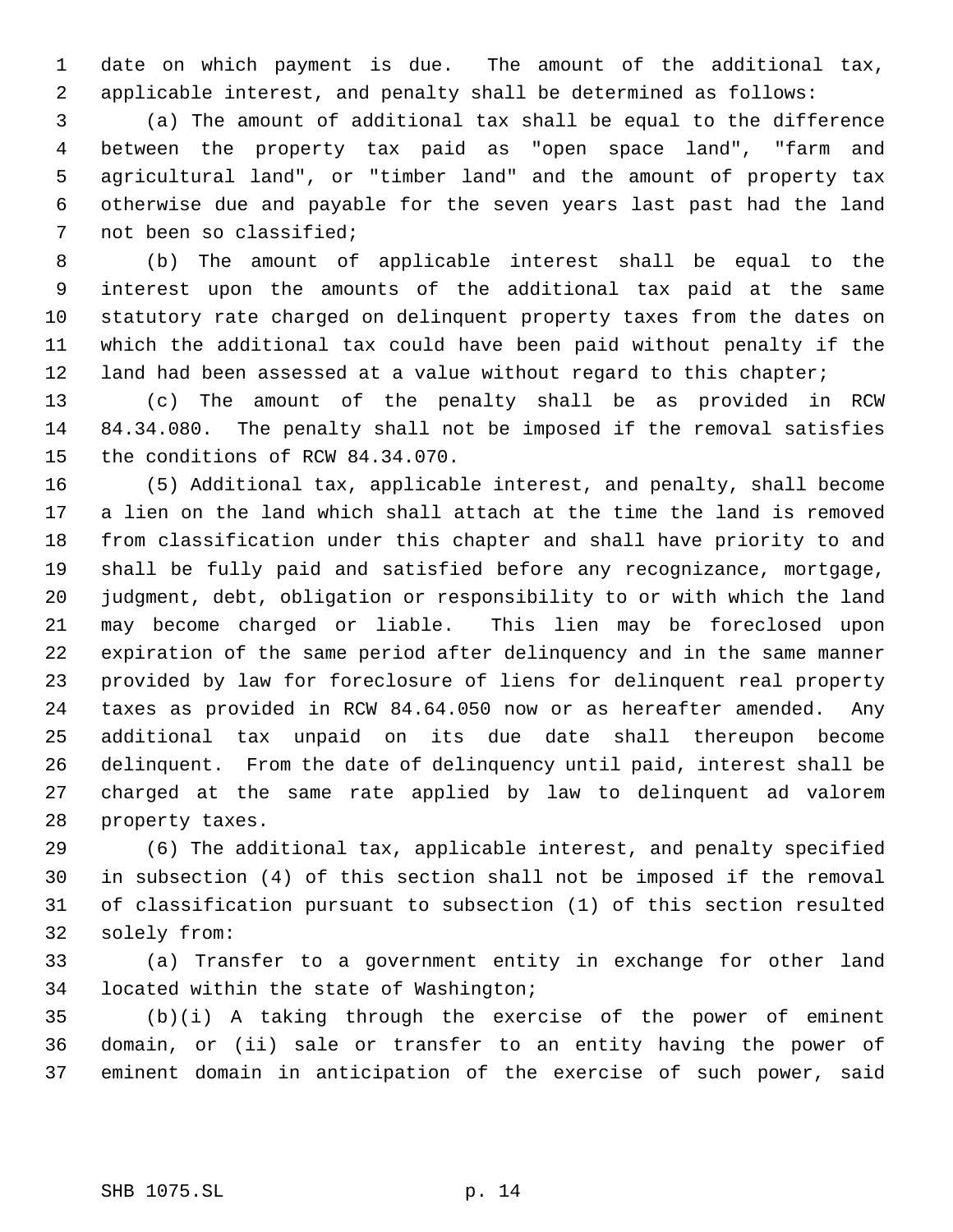date on which payment is due. The amount of the additional tax, applicable interest, and penalty shall be determined as follows:

(a) The amount of additional tax shall be equal to the difference between the property tax paid as "open space land", "farm and agricultural land", or "timber land" and the amount of property tax otherwise due and payable for the seven years last past had the land not been so classified;

(b) The amount of applicable interest shall be equal to the interest upon the amounts of the additional tax paid at the same statutory rate charged on delinquent property taxes from the dates on which the additional tax could have been paid without penalty if the land had been assessed at a value without regard to this chapter;

(c) The amount of the penalty shall be as provided in RCW 84.34.080. The penalty shall not be imposed if the removal satisfies the conditions of RCW 84.34.070.

(5) Additional tax, applicable interest, and penalty, shall become a lien on the land which shall attach at the time the land is removed from classification under this chapter and shall have priority to and shall be fully paid and satisfied before any recognizance, mortgage, judgment, debt, obligation or responsibility to or with which the land may become charged or liable. This lien may be foreclosed upon expiration of the same period after delinquency and in the same manner provided by law for foreclosure of liens for delinquent real property taxes as provided in RCW 84.64.050 now or as hereafter amended. Any additional tax unpaid on its due date shall thereupon become delinquent. From the date of delinquency until paid, interest shall be charged at the same rate applied by law to delinquent ad valorem property taxes.

(6) The additional tax, applicable interest, and penalty specified in subsection (4) of this section shall not be imposed if the removal of classification pursuant to subsection (1) of this section resulted solely from:

(a) Transfer to a government entity in exchange for other land located within the state of Washington;

(b)(i) A taking through the exercise of the power of eminent domain, or (ii) sale or transfer to an entity having the power of eminent domain in anticipation of the exercise of such power, said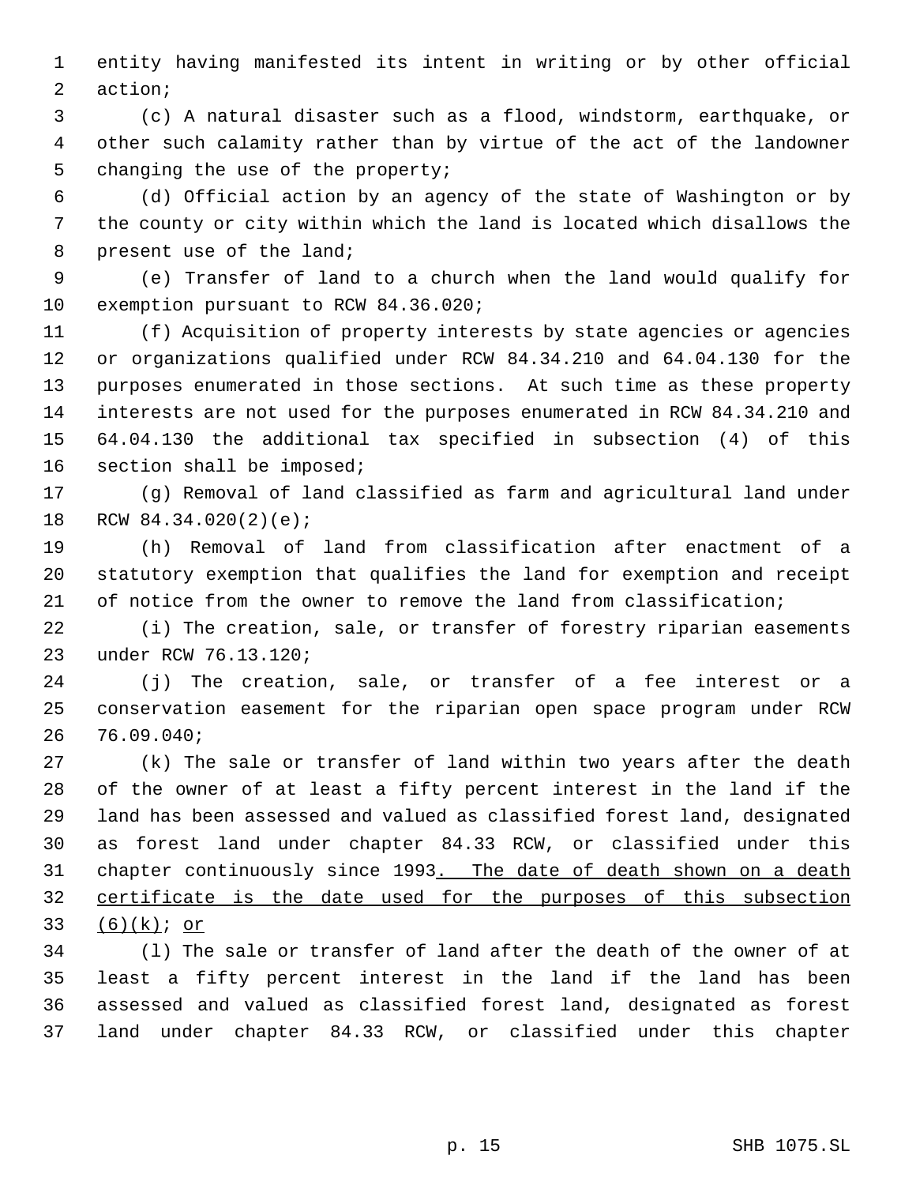entity having manifested its intent in writing or by other official action;

(c) A natural disaster such as a flood, windstorm, earthquake, or other such calamity rather than by virtue of the act of the landowner changing the use of the property;

(d) Official action by an agency of the state of Washington or by the county or city within which the land is located which disallows the present use of the land;

(e) Transfer of land to a church when the land would qualify for exemption pursuant to RCW 84.36.020;

(f) Acquisition of property interests by state agencies or agencies or organizations qualified under RCW 84.34.210 and 64.04.130 for the purposes enumerated in those sections. At such time as these property interests are not used for the purposes enumerated in RCW 84.34.210 and 64.04.130 the additional tax specified in subsection (4) of this section shall be imposed;

(g) Removal of land classified as farm and agricultural land under RCW 84.34.020(2)(e);

(h) Removal of land from classification after enactment of a statutory exemption that qualifies the land for exemption and receipt of notice from the owner to remove the land from classification;

(i) The creation, sale, or transfer of forestry riparian easements under RCW 76.13.120;

(j) The creation, sale, or transfer of a fee interest or a conservation easement for the riparian open space program under RCW 76.09.040;

(k) The sale or transfer of land within two years after the death of the owner of at least a fifty percent interest in the land if the land has been assessed and valued as classified forest land, designated as forest land under chapter 84.33 RCW, or classified under this chapter continuously since 1993. The date of death shown on a death certificate is the date used for the purposes of this subsection (6)(k); or

(l) The sale or transfer of land after the death of the owner of at least a fifty percent interest in the land if the land has been assessed and valued as classified forest land, designated as forest land under chapter 84.33 RCW, or classified under this chapter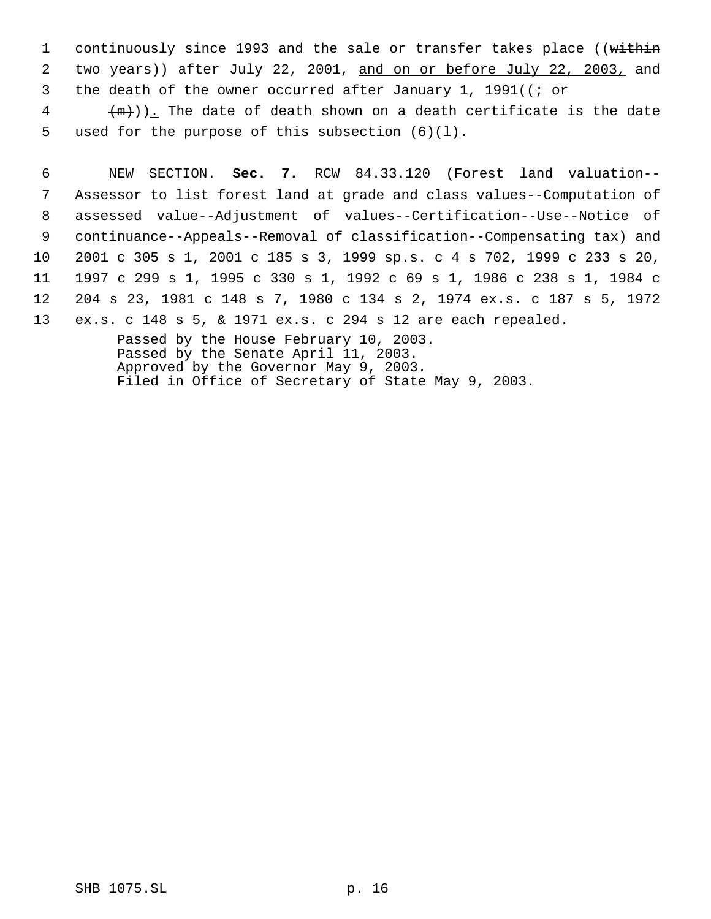continuously since 1993 and the sale or transfer takes place ((~~within two years~~)) after July 22, 2001, <u>and on or before July 22, 2003,</u> and the death of the owner occurred after January 1, 1991((~~; or~~

~~(m)~~))<u>.</u> The date of death shown on a death certificate is the date used for the purpose of this subsection (6)<u>(l)</u>.

<u>NEW SECTION.</u> **Sec. 7.** RCW 84.33.120 (Forest land valuation--Assessor to list forest land at grade and class values--Computation of assessed value--Adjustment of values--Certification--Use--Notice of continuance--Appeals--Removal of classification--Compensating tax) and 2001 c 305 s 1, 2001 c 185 s 3, 1999 sp.s. c 4 s 702, 1999 c 233 s 20, 1997 c 299 s 1, 1995 c 330 s 1, 1992 c 69 s 1, 1986 c 238 s 1, 1984 c 204 s 23, 1981 c 148 s 7, 1980 c 134 s 2, 1974 ex.s. c 187 s 5, 1972 ex.s. c 148 s 5, & 1971 ex.s. c 294 s 12 are each repealed.

Passed by the House February 10, 2003.
Passed by the Senate April 11, 2003.
Approved by the Governor May 9, 2003.
Filed in Office of Secretary of State May 9, 2003.